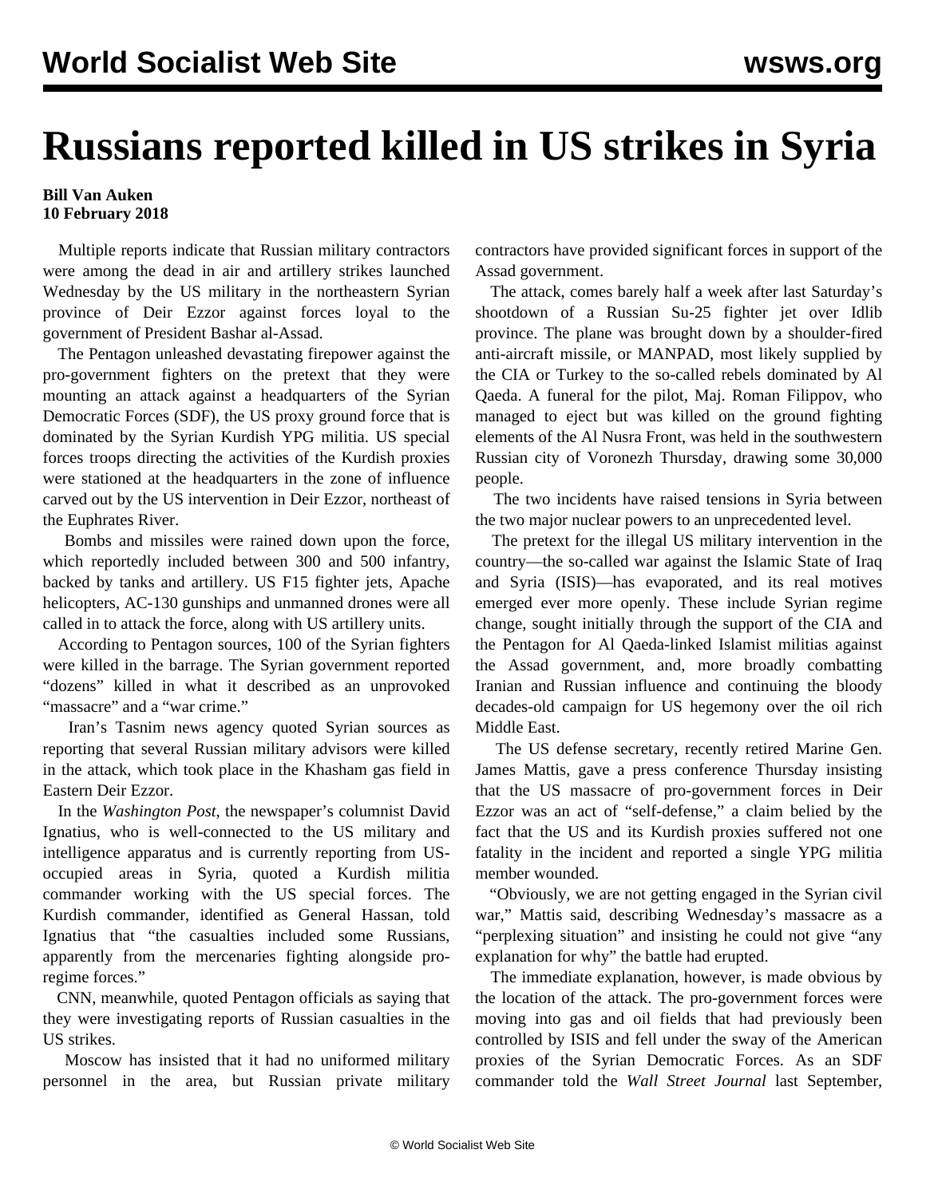# Russians reported killed in US strikes in Syria

**Bill Van Auken**
**10 February 2018**

Multiple reports indicate that Russian military contractors were among the dead in air and artillery strikes launched Wednesday by the US military in the northeastern Syrian province of Deir Ezzor against forces loyal to the government of President Bashar al-Assad.

The Pentagon unleashed devastating firepower against the pro-government fighters on the pretext that they were mounting an attack against a headquarters of the Syrian Democratic Forces (SDF), the US proxy ground force that is dominated by the Syrian Kurdish YPG militia. US special forces troops directing the activities of the Kurdish proxies were stationed at the headquarters in the zone of influence carved out by the US intervention in Deir Ezzor, northeast of the Euphrates River.

Bombs and missiles were rained down upon the force, which reportedly included between 300 and 500 infantry, backed by tanks and artillery. US F15 fighter jets, Apache helicopters, AC-130 gunships and unmanned drones were all called in to attack the force, along with US artillery units.

According to Pentagon sources, 100 of the Syrian fighters were killed in the barrage. The Syrian government reported "dozens" killed in what it described as an unprovoked "massacre" and a "war crime."

Iran's Tasnim news agency quoted Syrian sources as reporting that several Russian military advisors were killed in the attack, which took place in the Khasham gas field in Eastern Deir Ezzor.

In the *Washington Post*, the newspaper's columnist David Ignatius, who is well-connected to the US military and intelligence apparatus and is currently reporting from US-occupied areas in Syria, quoted a Kurdish militia commander working with the US special forces. The Kurdish commander, identified as General Hassan, told Ignatius that "the casualties included some Russians, apparently from the mercenaries fighting alongside pro-regime forces."

CNN, meanwhile, quoted Pentagon officials as saying that they were investigating reports of Russian casualties in the US strikes.

Moscow has insisted that it had no uniformed military personnel in the area, but Russian private military contractors have provided significant forces in support of the Assad government.

The attack, comes barely half a week after last Saturday's shootdown of a Russian Su-25 fighter jet over Idlib province. The plane was brought down by a shoulder-fired anti-aircraft missile, or MANPAD, most likely supplied by the CIA or Turkey to the so-called rebels dominated by Al Qaeda. A funeral for the pilot, Maj. Roman Filippov, who managed to eject but was killed on the ground fighting elements of the Al Nusra Front, was held in the southwestern Russian city of Voronezh Thursday, drawing some 30,000 people.

The two incidents have raised tensions in Syria between the two major nuclear powers to an unprecedented level.

The pretext for the illegal US military intervention in the country—the so-called war against the Islamic State of Iraq and Syria (ISIS)—has evaporated, and its real motives emerged ever more openly. These include Syrian regime change, sought initially through the support of the CIA and the Pentagon for Al Qaeda-linked Islamist militias against the Assad government, and, more broadly combatting Iranian and Russian influence and continuing the bloody decades-old campaign for US hegemony over the oil rich Middle East.

The US defense secretary, recently retired Marine Gen. James Mattis, gave a press conference Thursday insisting that the US massacre of pro-government forces in Deir Ezzor was an act of "self-defense," a claim belied by the fact that the US and its Kurdish proxies suffered not one fatality in the incident and reported a single YPG militia member wounded.

"Obviously, we are not getting engaged in the Syrian civil war," Mattis said, describing Wednesday's massacre as a "perplexing situation" and insisting he could not give "any explanation for why" the battle had erupted.

The immediate explanation, however, is made obvious by the location of the attack. The pro-government forces were moving into gas and oil fields that had previously been controlled by ISIS and fell under the sway of the American proxies of the Syrian Democratic Forces. As an SDF commander told the *Wall Street Journal* last September,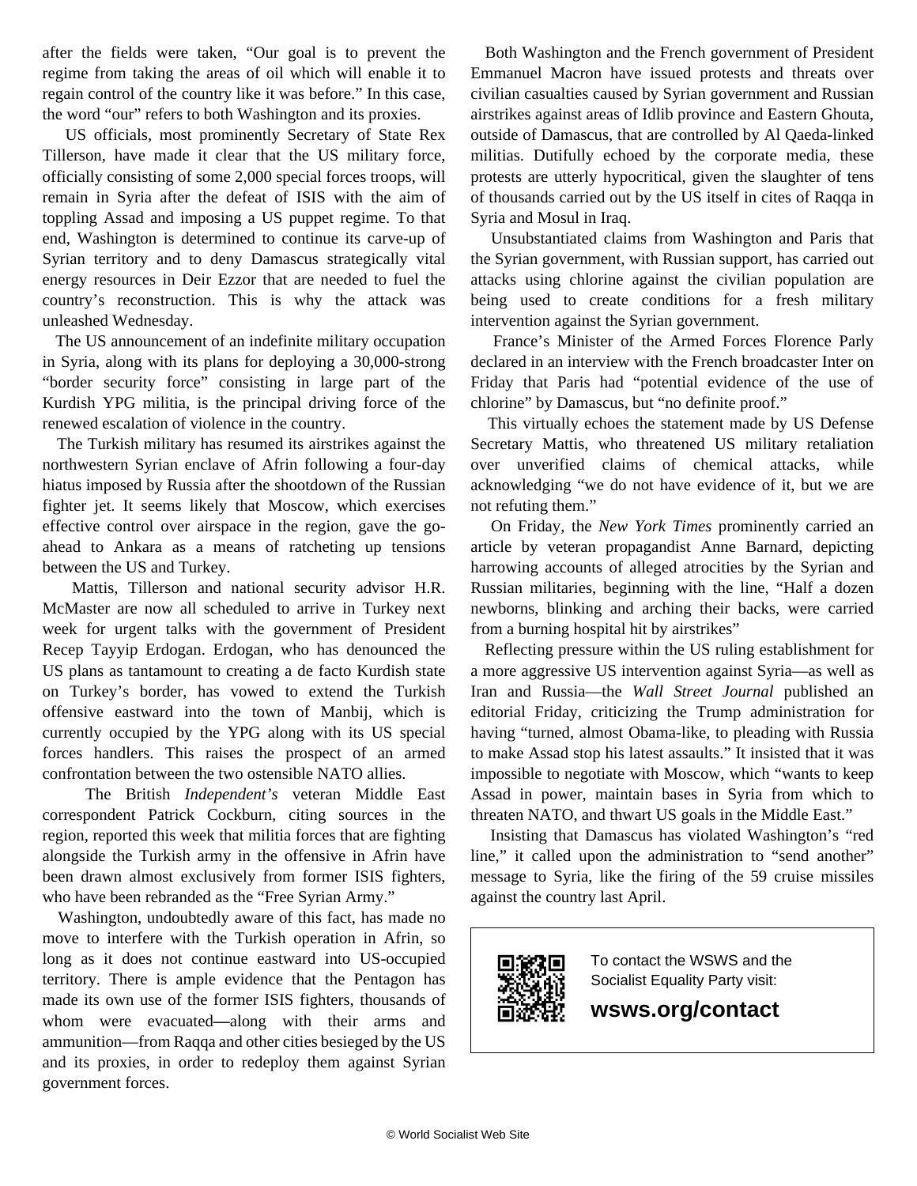after the fields were taken, "Our goal is to prevent the regime from taking the areas of oil which will enable it to regain control of the country like it was before." In this case, the word "our" refers to both Washington and its proxies.

US officials, most prominently Secretary of State Rex Tillerson, have made it clear that the US military force, officially consisting of some 2,000 special forces troops, will remain in Syria after the defeat of ISIS with the aim of toppling Assad and imposing a US puppet regime. To that end, Washington is determined to continue its carve-up of Syrian territory and to deny Damascus strategically vital energy resources in Deir Ezzor that are needed to fuel the country's reconstruction. This is why the attack was unleashed Wednesday.

The US announcement of an indefinite military occupation in Syria, along with its plans for deploying a 30,000-strong "border security force" consisting in large part of the Kurdish YPG militia, is the principal driving force of the renewed escalation of violence in the country.

The Turkish military has resumed its airstrikes against the northwestern Syrian enclave of Afrin following a four-day hiatus imposed by Russia after the shootdown of the Russian fighter jet. It seems likely that Moscow, which exercises effective control over airspace in the region, gave the go-ahead to Ankara as a means of ratcheting up tensions between the US and Turkey.

Mattis, Tillerson and national security advisor H.R. McMaster are now all scheduled to arrive in Turkey next week for urgent talks with the government of President Recep Tayyip Erdogan. Erdogan, who has denounced the US plans as tantamount to creating a de facto Kurdish state on Turkey's border, has vowed to extend the Turkish offensive eastward into the town of Manbij, which is currently occupied by the YPG along with its US special forces handlers. This raises the prospect of an armed confrontation between the two ostensible NATO allies.

The British *Independent's* veteran Middle East correspondent Patrick Cockburn, citing sources in the region, reported this week that militia forces that are fighting alongside the Turkish army in the offensive in Afrin have been drawn almost exclusively from former ISIS fighters, who have been rebranded as the "Free Syrian Army."

Washington, undoubtedly aware of this fact, has made no move to interfere with the Turkish operation in Afrin, so long as it does not continue eastward into US-occupied territory. There is ample evidence that the Pentagon has made its own use of the former ISIS fighters, thousands of whom were evacuated—along with their arms and ammunition—from Raqqa and other cities besieged by the US and its proxies, in order to redeploy them against Syrian government forces.

Both Washington and the French government of President Emmanuel Macron have issued protests and threats over civilian casualties caused by Syrian government and Russian airstrikes against areas of Idlib province and Eastern Ghouta, outside of Damascus, that are controlled by Al Qaeda-linked militias. Dutifully echoed by the corporate media, these protests are utterly hypocritical, given the slaughter of tens of thousands carried out by the US itself in cites of Raqqa in Syria and Mosul in Iraq.

Unsubstantiated claims from Washington and Paris that the Syrian government, with Russian support, has carried out attacks using chlorine against the civilian population are being used to create conditions for a fresh military intervention against the Syrian government.

France's Minister of the Armed Forces Florence Parly declared in an interview with the French broadcaster Inter on Friday that Paris had "potential evidence of the use of chlorine" by Damascus, but "no definite proof."

This virtually echoes the statement made by US Defense Secretary Mattis, who threatened US military retaliation over unverified claims of chemical attacks, while acknowledging "we do not have evidence of it, but we are not refuting them."

On Friday, the *New York Times* prominently carried an article by veteran propagandist Anne Barnard, depicting harrowing accounts of alleged atrocities by the Syrian and Russian militaries, beginning with the line, "Half a dozen newborns, blinking and arching their backs, were carried from a burning hospital hit by airstrikes"

Reflecting pressure within the US ruling establishment for a more aggressive US intervention against Syria—as well as Iran and Russia—the *Wall Street Journal* published an editorial Friday, criticizing the Trump administration for having "turned, almost Obama-like, to pleading with Russia to make Assad stop his latest assaults." It insisted that it was impossible to negotiate with Moscow, which "wants to keep Assad in power, maintain bases in Syria from which to threaten NATO, and thwart US goals in the Middle East."

Insisting that Damascus has violated Washington's "red line," it called upon the administration to "send another" message to Syria, like the firing of the 59 cruise missiles against the country last April.

To contact the WSWS and the Socialist Equality Party visit:

**wsws.org/contact**